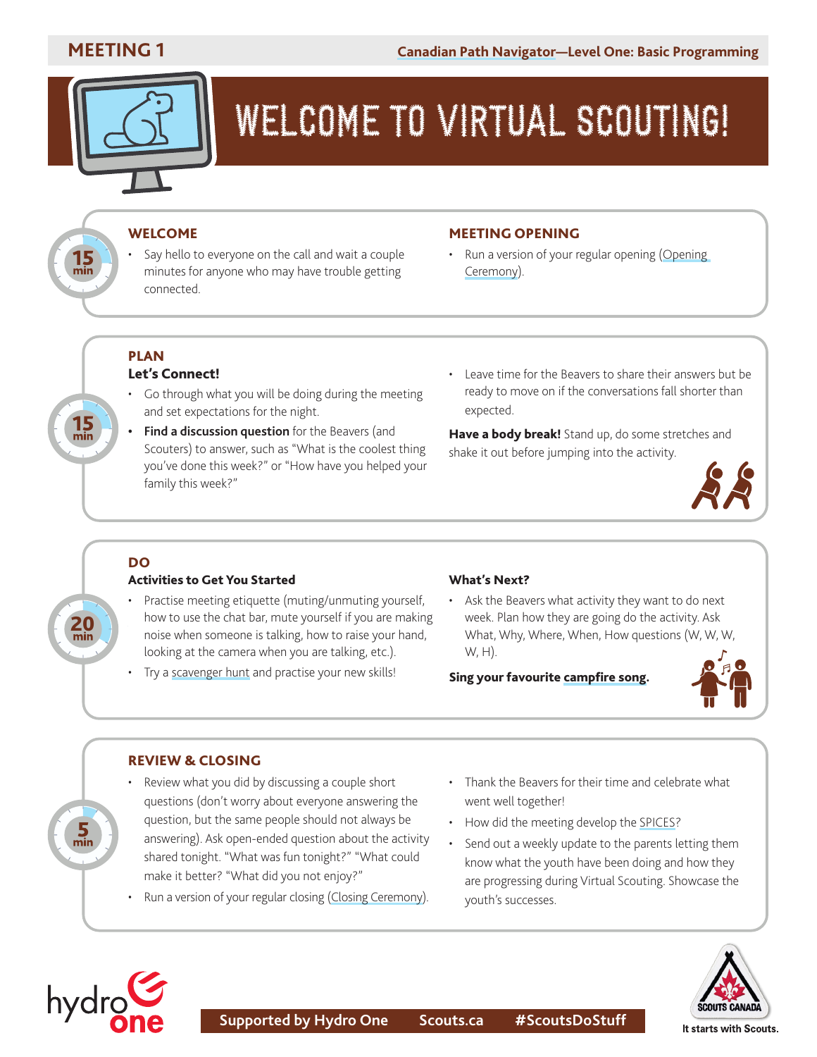MEETING 1

Canadian Path Navigator—Level One: Basic Programming

# WELCOME TO VIRTUAL SCOUTING!

15 min

## WELCOME

- Say hello to everyone on the call and wait a couple minutes for anyone who may have trouble getting connected.

## MEETING OPENING

- Run a version of your regular opening (Opening Ceremony).

15 min

## PLAN

### Let's Connect!

- Go through what you will be doing during the meeting and set expectations for the night.
- **Find a discussion question** for the Beavers (and Scouters) to answer, such as "What is the coolest thing you've done this week?" or "How have you helped your family this week?"
- Leave time for the Beavers to share their answers but be ready to move on if the conversations fall shorter than expected.

**Have a body break!** Stand up, do some stretches and shake it out before jumping into the activity.

20 min

## DO

### Activities to Get You Started

- Practise meeting etiquette (muting/unmuting yourself, how to use the chat bar, mute yourself if you are making noise when someone is talking, how to raise your hand, looking at the camera when you are talking, etc.).
- Try a scavenger hunt and practise your new skills!

### What's Next?

- Ask the Beavers what activity they want to do next week. Plan how they are going do the activity. Ask What, Why, Where, When, How questions (W, W, W, W, H).

**Sing your favourite campfire song.**

5 min

## REVIEW & CLOSING

- Review what you did by discussing a couple short questions (don't worry about everyone answering the question, but the same people should not always be answering). Ask open-ended question about the activity shared tonight. "What was fun tonight?" "What could make it better? "What did you not enjoy?"
- Run a version of your regular closing (Closing Ceremony).
- Thank the Beavers for their time and celebrate what went well together!
- How did the meeting develop the SPICES?
- Send out a weekly update to the parents letting them know what the youth have been doing and how they are progressing during Virtual Scouting. Showcase the youth's successes.

hydro one

Supported by Hydro One Scouts.ca #ScoutsDoStuff

SCOUTS CANADA

It starts with Scouts.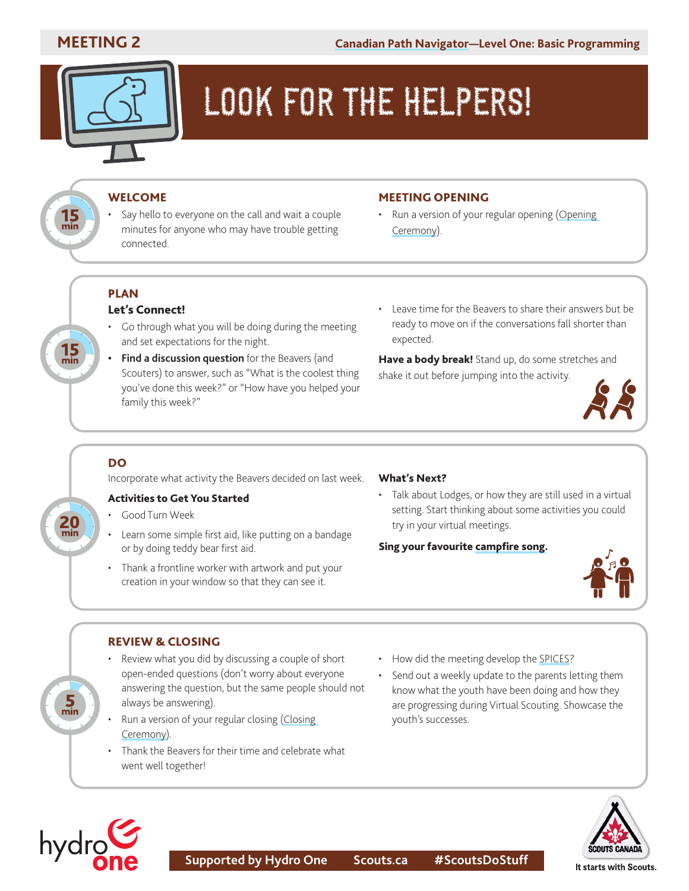# MEETING 2

Canadian Path Navigator—Level One: Basic Programming

# LOOK FOR THE HELPERS!

15 min

## WELCOME

- Say hello to everyone on the call and wait a couple minutes for anyone who may have trouble getting connected.

## MEETING OPENING

- Run a version of your regular opening (Opening Ceremony).

15 min

## PLAN

### Let's Connect!

- Go through what you will be doing during the meeting and set expectations for the night.
- **Find a discussion question** for the Beavers (and Scouters) to answer, such as "What is the coolest thing you've done this week?" or "How have you helped your family this week?"
- Leave time for the Beavers to share their answers but be ready to move on if the conversations fall shorter than expected.

**Have a body break!** Stand up, do some stretches and shake it out before jumping into the activity.

20 min

## DO

Incorporate what activity the Beavers decided on last week.

### Activities to Get You Started

- Good Turn Week
- Learn some simple first aid, like putting on a bandage or by doing teddy bear first aid.
- Thank a frontline worker with artwork and put your creation in your window so that they can see it.

### What's Next?

- Talk about Lodges, or how they are still used in a virtual setting. Start thinking about some activities you could try in your virtual meetings.

**Sing your favourite campfire song.**

5 min

## REVIEW & CLOSING

- Review what you did by discussing a couple of short open-ended questions (don't worry about everyone answering the question, but the same people should not always be answering).
- Run a version of your regular closing (Closing Ceremony).
- Thank the Beavers for their time and celebrate what went well together!
- How did the meeting develop the SPICES?
- Send out a weekly update to the parents letting them know what the youth have been doing and how they are progressing during Virtual Scouting. Showcase the youth's successes.

Supported by Hydro One   Scouts.ca   #ScoutsDoStuff

It starts with Scouts.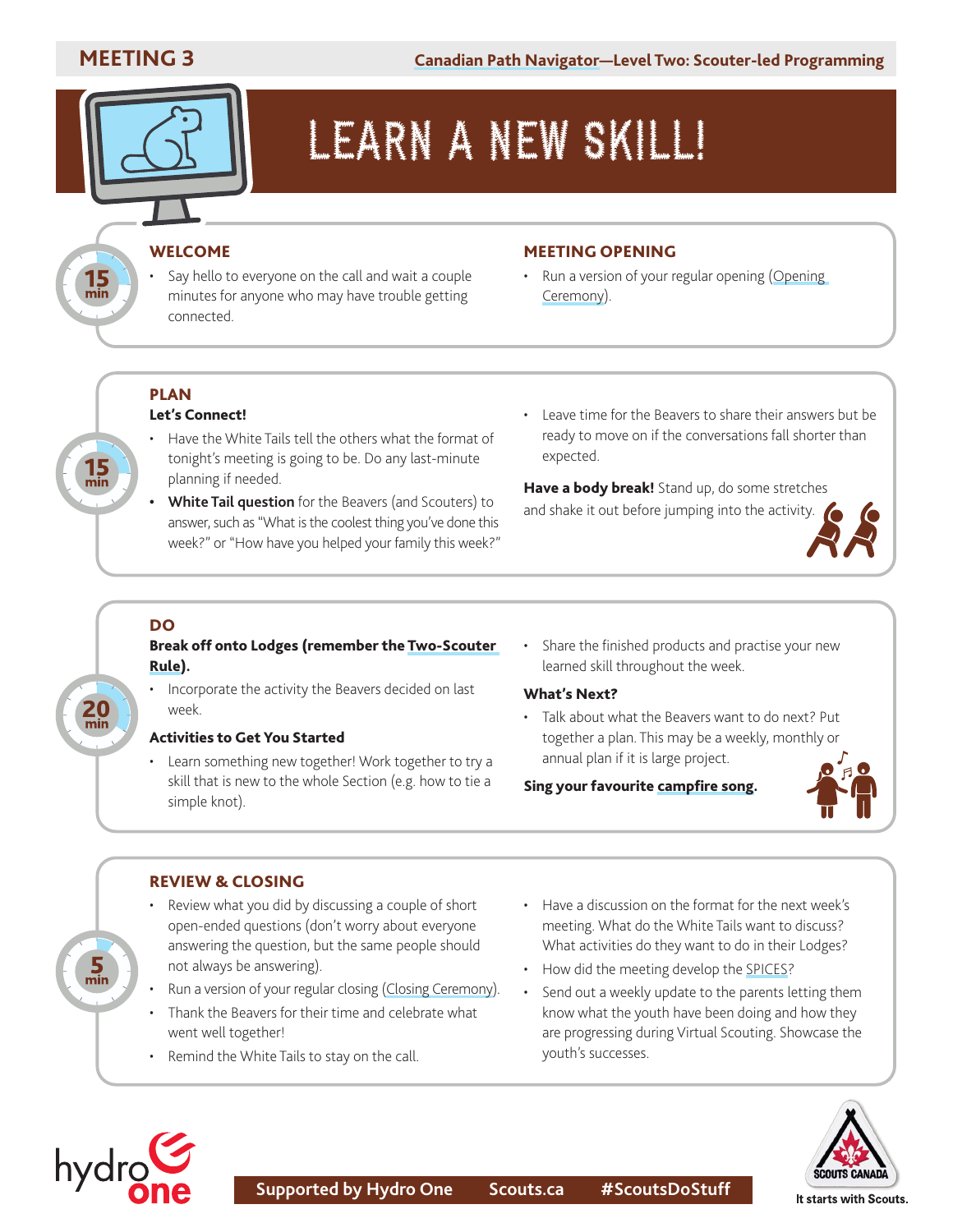## MEETING 3

Canadian Path Navigator—Level Two: Scouter-led Programming

# LEARN A NEW SKILL!

15 min

### WELCOME

- Say hello to everyone on the call and wait a couple minutes for anyone who may have trouble getting connected.

### MEETING OPENING

- Run a version of your regular opening (Opening Ceremony).

15 min

### PLAN

**Let's Connect!**

- Have the White Tails tell the others what the format of tonight's meeting is going to be. Do any last-minute planning if needed.
- **White Tail question** for the Beavers (and Scouters) to answer, such as "What is the coolest thing you've done this week?" or "How have you helped your family this week?"
- Leave time for the Beavers to share their answers but be ready to move on if the conversations fall shorter than expected.

**Have a body break!** Stand up, do some stretches and shake it out before jumping into the activity.

20 min

### DO

**Break off onto Lodges (remember the Two-Scouter Rule).**

- Incorporate the activity the Beavers decided on last week.

**Activities to Get You Started**

- Learn something new together! Work together to try a skill that is new to the whole Section (e.g. how to tie a simple knot).
- Share the finished products and practise your new learned skill throughout the week.

**What's Next?**

- Talk about what the Beavers want to do next? Put together a plan. This may be a weekly, monthly or annual plan if it is large project.

**Sing your favourite campfire song.**

5 min

### REVIEW & CLOSING

- Review what you did by discussing a couple of short open-ended questions (don't worry about everyone answering the question, but the same people should not always be answering).
- Run a version of your regular closing (Closing Ceremony).
- Thank the Beavers for their time and celebrate what went well together!
- Remind the White Tails to stay on the call.
- Have a discussion on the format for the next week's meeting. What do the White Tails want to discuss? What activities do they want to do in their Lodges?
- How did the meeting develop the SPICES?
- Send out a weekly update to the parents letting them know what the youth have been doing and how they are progressing during Virtual Scouting. Showcase the youth's successes.

Supported by Hydro One Scouts.ca #ScoutsDoStuff

It starts with Scouts.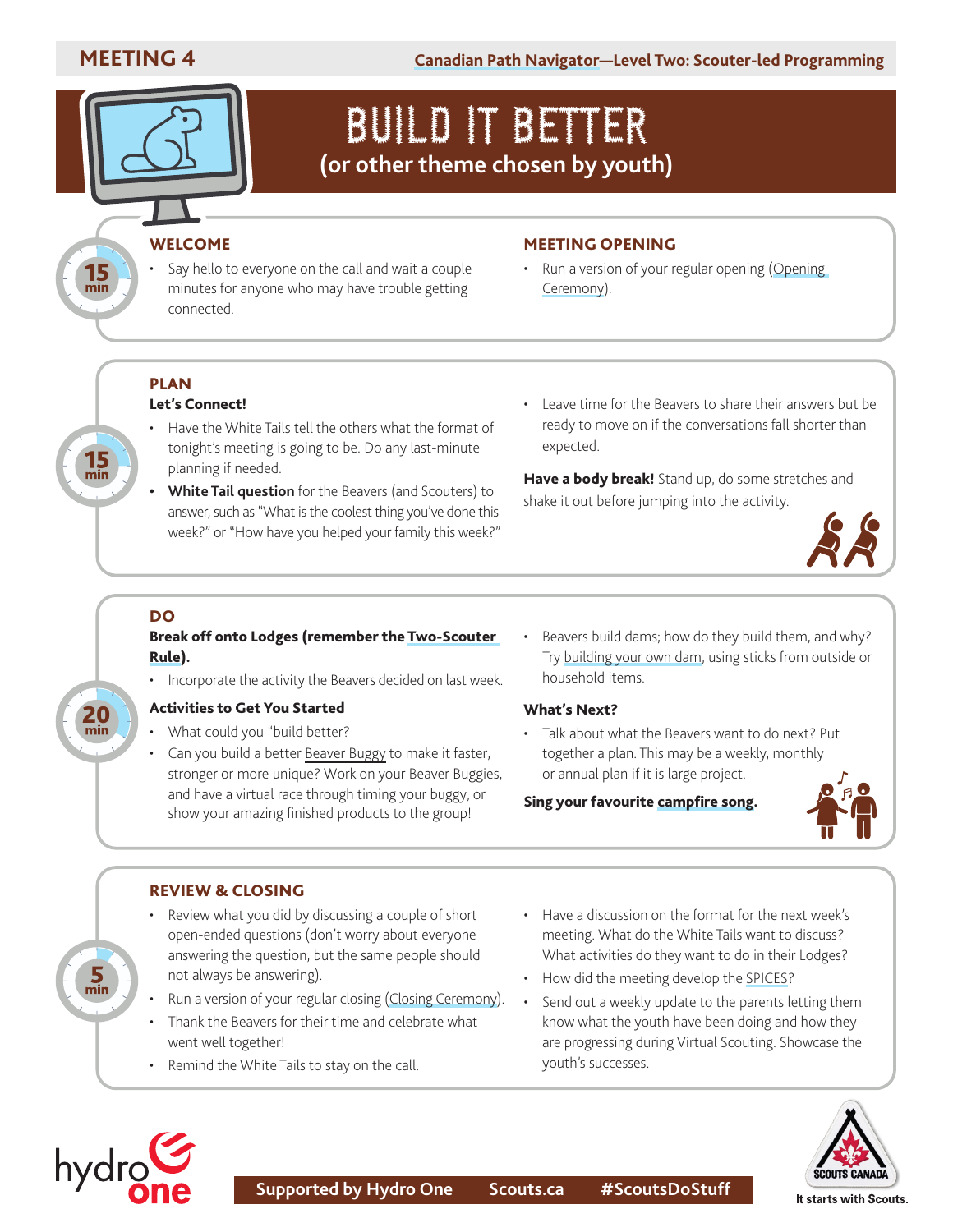# MEETING 4

# BUILD IT BETTER

## (or other theme chosen by youth)

15 min

### WELCOME

- Say hello to everyone on the call and wait a couple minutes for anyone who may have trouble getting connected.

### MEETING OPENING

- Run a version of your regular opening (Opening Ceremony).

15 min

### PLAN

**Let's Connect!**

- Have the White Tails tell the others what the format of tonight's meeting is going to be. Do any last-minute planning if needed.
- **White Tail question** for the Beavers (and Scouters) to answer, such as "What is the coolest thing you've done this week?" or "How have you helped your family this week?"
- Leave time for the Beavers to share their answers but be ready to move on if the conversations fall shorter than expected.

**Have a body break!** Stand up, do some stretches and shake it out before jumping into the activity.

20 min

### DO

**Break off onto Lodges (remember the Two-Scouter Rule).**

- Incorporate the activity the Beavers decided on last week.

**Activities to Get You Started**

- What could you "build better?
- Can you build a better Beaver Buggy to make it faster, stronger or more unique? Work on your Beaver Buggies, and have a virtual race through timing your buggy, or show your amazing finished products to the group!
- Beavers build dams; how do they build them, and why? Try building your own dam, using sticks from outside or household items.

**What's Next?**

- Talk about what the Beavers want to do next? Put together a plan. This may be a weekly, monthly or annual plan if it is large project.

**Sing your favourite campfire song.**

5 min

### REVIEW & CLOSING

- Review what you did by discussing a couple of short open-ended questions (don't worry about everyone answering the question, but the same people should not always be answering).
- Run a version of your regular closing (Closing Ceremony).
- Thank the Beavers for their time and celebrate what went well together!
- Remind the White Tails to stay on the call.
- Have a discussion on the format for the next week's meeting. What do the White Tails want to discuss? What activities do they want to do in their Lodges?
- How did the meeting develop the SPICES?
- Send out a weekly update to the parents letting them know what the youth have been doing and how they are progressing during Virtual Scouting. Showcase the youth's successes.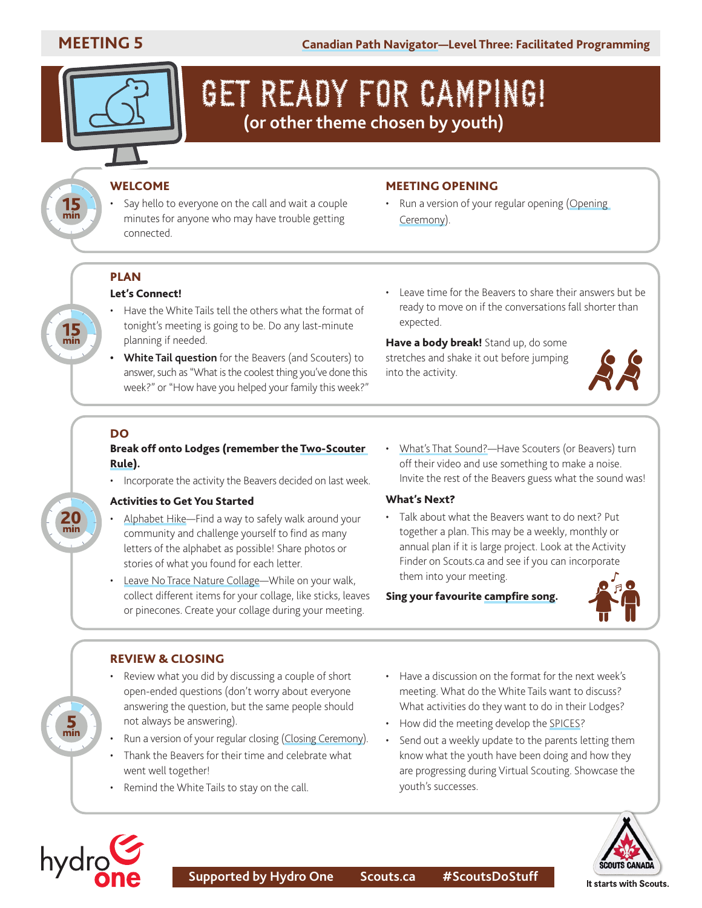## MEETING 5

# GET READY FOR CAMPING!

**(or other theme chosen by youth)**

15 min

### WELCOME

- Say hello to everyone on the call and wait a couple minutes for anyone who may have trouble getting connected.

### MEETING OPENING

- Run a version of your regular opening (Opening Ceremony).

15 min

### PLAN

**Let's Connect!**

- Have the White Tails tell the others what the format of tonight's meeting is going to be. Do any last-minute planning if needed.
- **White Tail question** for the Beavers (and Scouters) to answer, such as "What is the coolest thing you've done this week?" or "How have you helped your family this week?"
- Leave time for the Beavers to share their answers but be ready to move on if the conversations fall shorter than expected.

**Have a body break!** Stand up, do some stretches and shake it out before jumping into the activity.

20 min

### DO

**Break off onto Lodges (remember the Two-Scouter Rule).**

- Incorporate the activity the Beavers decided on last week.

**Activities to Get You Started**

- Alphabet Hike—Find a way to safely walk around your community and challenge yourself to find as many letters of the alphabet as possible! Share photos or stories of what you found for each letter.
- Leave No Trace Nature Collage—While on your walk, collect different items for your collage, like sticks, leaves or pinecones. Create your collage during your meeting.
- What's That Sound?—Have Scouters (or Beavers) turn off their video and use something to make a noise. Invite the rest of the Beavers guess what the sound was!

**What's Next?**

- Talk about what the Beavers want to do next? Put together a plan. This may be a weekly, monthly or annual plan if it is large project. Look at the Activity Finder on Scouts.ca and see if you can incorporate them into your meeting.

**Sing your favourite campfire song.**

5 min

### REVIEW & CLOSING

- Review what you did by discussing a couple of short open-ended questions (don't worry about everyone answering the question, but the same people should not always be answering).
- Run a version of your regular closing (Closing Ceremony).
- Thank the Beavers for their time and celebrate what went well together!
- Remind the White Tails to stay on the call.
- Have a discussion on the format for the next week's meeting. What do the White Tails want to discuss? What activities do they want to do in their Lodges?
- How did the meeting develop the SPICES?
- Send out a weekly update to the parents letting them know what the youth have been doing and how they are progressing during Virtual Scouting. Showcase the youth's successes.

Supported by Hydro One    Scouts.ca    #ScoutsDoStuff

It starts with Scouts.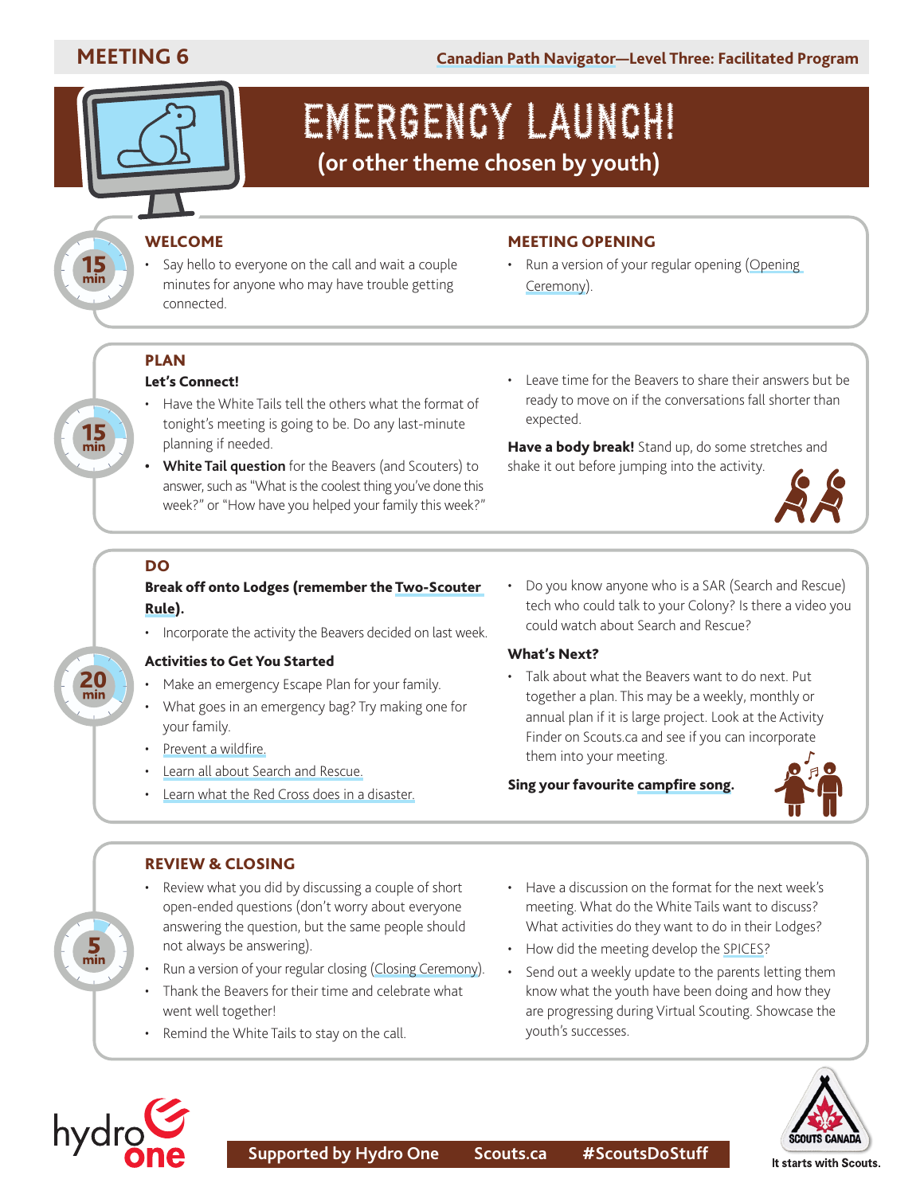# MEETING 6

# EMERGENCY LAUNCH!

## (or other theme chosen by youth)

15 min

### WELCOME

- Say hello to everyone on the call and wait a couple minutes for anyone who may have trouble getting connected.

### MEETING OPENING

- Run a version of your regular opening (Opening Ceremony).

15 min

### PLAN

**Let's Connect!**

- Have the White Tails tell the others what the format of tonight's meeting is going to be. Do any last-minute planning if needed.
- **White Tail question** for the Beavers (and Scouters) to answer, such as "What is the coolest thing you've done this week?" or "How have you helped your family this week?"
- Leave time for the Beavers to share their answers but be ready to move on if the conversations fall shorter than expected.

**Have a body break!** Stand up, do some stretches and shake it out before jumping into the activity.

20 min

### DO

**Break off onto Lodges (remember the Two-Scouter Rule).**

- Incorporate the activity the Beavers decided on last week.

**Activities to Get You Started**

- Make an emergency Escape Plan for your family.
- What goes in an emergency bag? Try making one for your family.
- Prevent a wildfire.
- Learn all about Search and Rescue.
- Learn what the Red Cross does in a disaster.
- Do you know anyone who is a SAR (Search and Rescue) tech who could talk to your Colony? Is there a video you could watch about Search and Rescue?

**What's Next?**

- Talk about what the Beavers want to do next. Put together a plan. This may be a weekly, monthly or annual plan if it is large project. Look at the Activity Finder on Scouts.ca and see if you can incorporate them into your meeting.

**Sing your favourite campfire song.**

5 min

### REVIEW & CLOSING

- Review what you did by discussing a couple of short open-ended questions (don't worry about everyone answering the question, but the same people should not always be answering).
- Run a version of your regular closing (Closing Ceremony).
- Thank the Beavers for their time and celebrate what went well together!
- Remind the White Tails to stay on the call.
- Have a discussion on the format for the next week's meeting. What do the White Tails want to discuss? What activities do they want to do in their Lodges?
- How did the meeting develop the SPICES?
- Send out a weekly update to the parents letting them know what the youth have been doing and how they are progressing during Virtual Scouting. Showcase the youth's successes.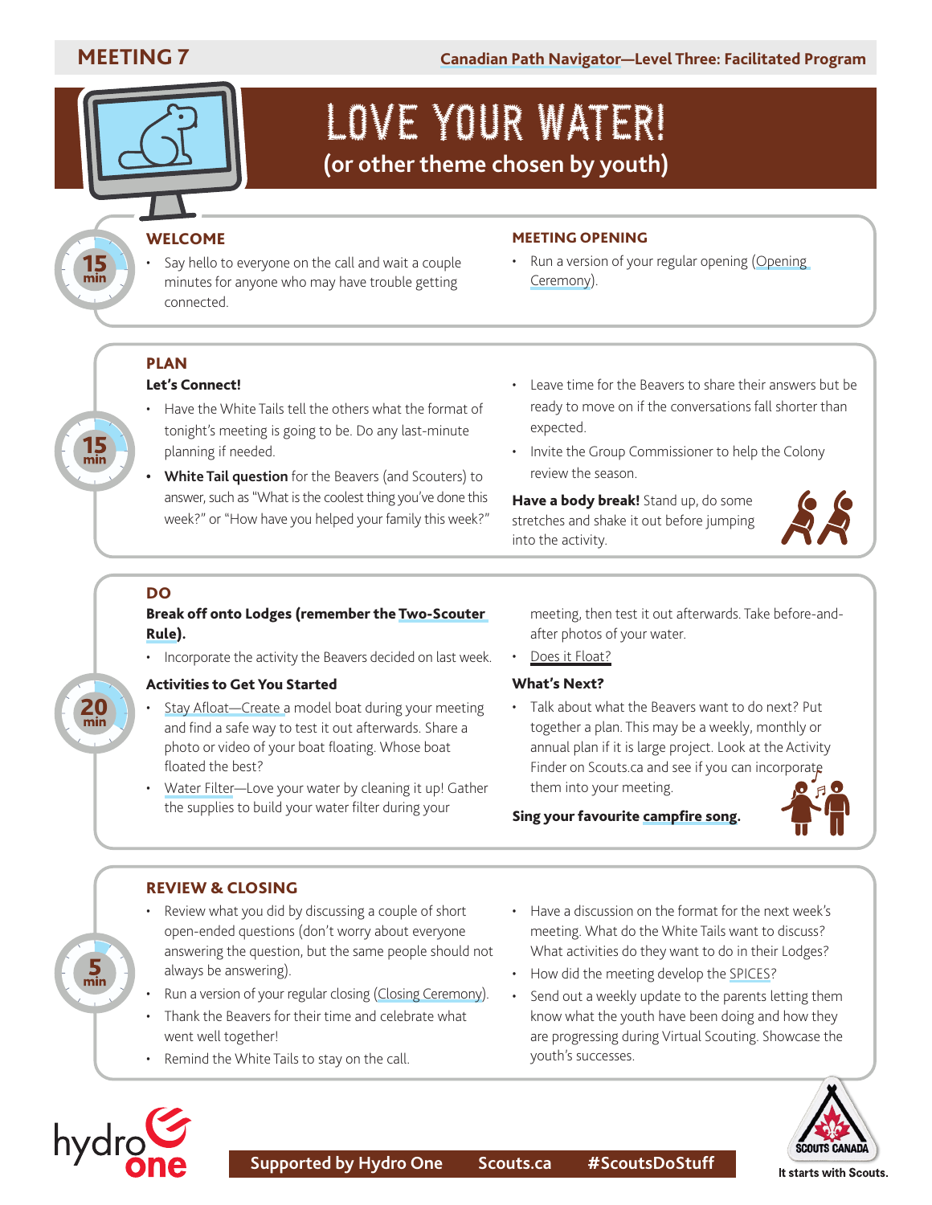# MEETING 7

Canadian Path Navigator—Level Three: Facilitated Program

# LOVE YOUR WATER!

## (or other theme chosen by youth)

15 min

### WELCOME

- Say hello to everyone on the call and wait a couple minutes for anyone who may have trouble getting connected.

### MEETING OPENING

- Run a version of your regular opening (Opening Ceremony).

15 min

### PLAN

**Let's Connect!**

- Have the White Tails tell the others what the format of tonight's meeting is going to be. Do any last-minute planning if needed.
- **White Tail question** for the Beavers (and Scouters) to answer, such as "What is the coolest thing you've done this week?" or "How have you helped your family this week?"
- Leave time for the Beavers to share their answers but be ready to move on if the conversations fall shorter than expected.
- Invite the Group Commissioner to help the Colony review the season.

**Have a body break!** Stand up, do some stretches and shake it out before jumping into the activity.

20 min

### DO

**Break off onto Lodges (remember the Two-Scouter Rule).**

- Incorporate the activity the Beavers decided on last week.

**Activities to Get You Started**

- Stay Afloat—Create a model boat during your meeting and find a safe way to test it out afterwards. Share a photo or video of your boat floating. Whose boat floated the best?
- Water Filter—Love your water by cleaning it up! Gather the supplies to build your water filter during your meeting, then test it out afterwards. Take before-and-after photos of your water.
- Does it Float?

**What's Next?**

- Talk about what the Beavers want to do next? Put together a plan. This may be a weekly, monthly or annual plan if it is large project. Look at the Activity Finder on Scouts.ca and see if you can incorporate them into your meeting.

**Sing your favourite campfire song.**

5 min

### REVIEW & CLOSING

- Review what you did by discussing a couple of short open-ended questions (don't worry about everyone answering the question, but the same people should not always be answering).
- Run a version of your regular closing (Closing Ceremony).
- Thank the Beavers for their time and celebrate what went well together!
- Remind the White Tails to stay on the call.
- Have a discussion on the format for the next week's meeting. What do the White Tails want to discuss? What activities do they want to do in their Lodges?
- How did the meeting develop the SPICES?
- Send out a weekly update to the parents letting them know what the youth have been doing and how they are progressing during Virtual Scouting. Showcase the youth's successes.

Supported by Hydro One | Scouts.ca | #ScoutsDoStuff

It starts with Scouts.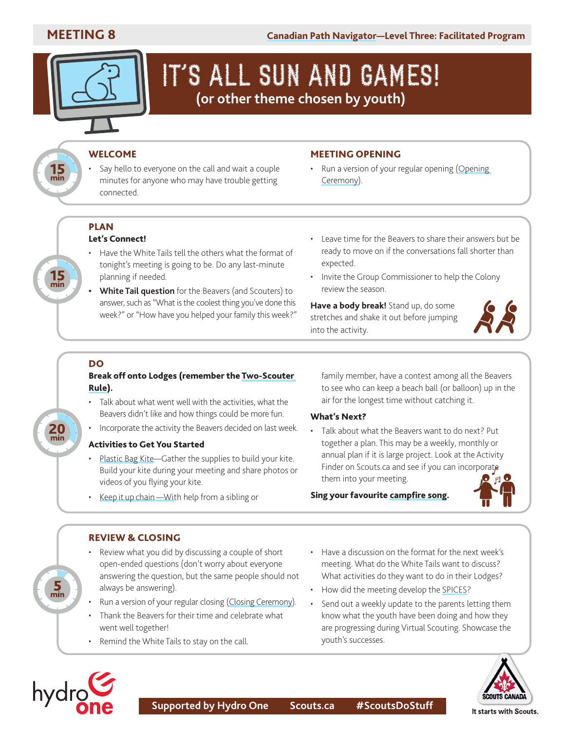# IT'S ALL SUN AND GAMES!

(or other theme chosen by youth)

15 min

## WELCOME

- Say hello to everyone on the call and wait a couple minutes for anyone who may have trouble getting connected.

## MEETING OPENING

- Run a version of your regular opening (Opening Ceremony).

15 min

## PLAN

**Let's Connect!**

- Have the White Tails tell the others what the format of tonight's meeting is going to be. Do any last-minute planning if needed.
- **White Tail question** for the Beavers (and Scouters) to answer, such as "What is the coolest thing you've done this week?" or "How have you helped your family this week?"
- Leave time for the Beavers to share their answers but be ready to move on if the conversations fall shorter than expected.
- Invite the Group Commissioner to help the Colony review the season.

**Have a body break!** Stand up, do some stretches and shake it out before jumping into the activity.

20 min

## DO

**Break off onto Lodges (remember the Two-Scouter Rule).**

- Talk about what went well with the activities, what the Beavers didn't like and how things could be more fun.
- Incorporate the activity the Beavers decided on last week.

**Activities to Get You Started**

- Plastic Bag Kite—Gather the supplies to build your kite. Build your kite during your meeting and share photos or videos of you flying your kite.
- Keep it up chain—With help from a sibling or family member, have a contest among all the Beavers to see who can keep a beach ball (or balloon) up in the air for the longest time without catching it.

**What's Next?**

- Talk about what the Beavers want to do next? Put together a plan. This may be a weekly, monthly or annual plan if it is large project. Look at the Activity Finder on Scouts.ca and see if you can incorporate them into your meeting.

**Sing your favourite campfire song.**

5 min

## REVIEW & CLOSING

- Review what you did by discussing a couple of short open-ended questions (don't worry about everyone answering the question, but the same people should not always be answering).
- Run a version of your regular closing (Closing Ceremony).
- Thank the Beavers for their time and celebrate what went well together!
- Remind the White Tails to stay on the call.
- Have a discussion on the format for the next week's meeting. What do the White Tails want to discuss? What activities do they want to do in their Lodges?
- How did the meeting develop the SPICES?
- Send out a weekly update to the parents letting them know what the youth have been doing and how they are progressing during Virtual Scouting. Showcase the youth's successes.